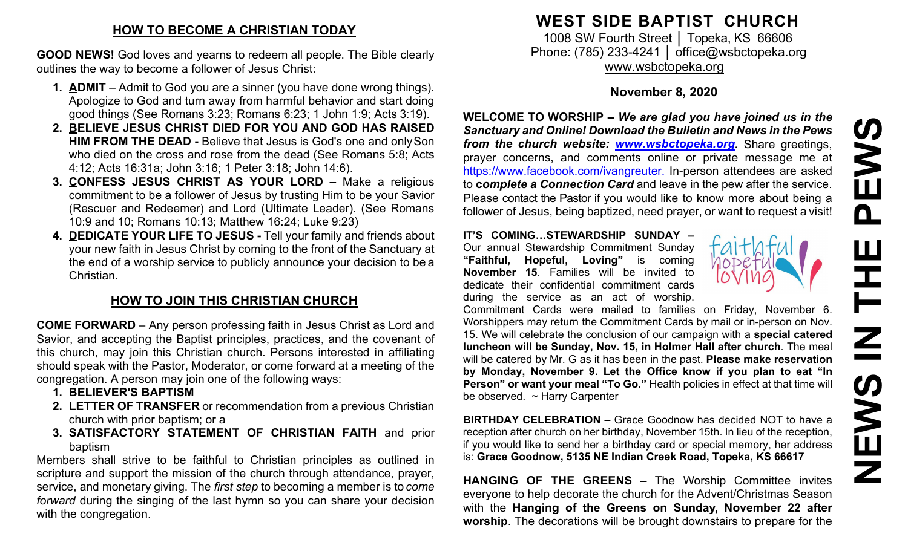## HOW TO BECOME A CHRISTIAN TODAY

**GOOD NEWS!** God loves and yearns to redeem all people. The Bible clearly outlines the way to become a follower of Jesus Christ:

1. **ADMIT** – Admit to God you are a sinner (you have done wrong things). Apologize to God and turn away from harmful behavior and start doing good things (See Romans 3:23; Romans 6:23; 1 John 1:9; Acts 3:19).
2. **BELIEVE JESUS CHRIST DIED FOR YOU AND GOD HAS RAISED HIM FROM THE DEAD -** Believe that Jesus is God's one and only Son who died on the cross and rose from the dead (See Romans 5:8; Acts 4:12; Acts 16:31a; John 3:16; 1 Peter 3:18; John 14:6).
3. **CONFESS JESUS CHRIST AS YOUR LORD –** Make a religious commitment to be a follower of Jesus by trusting Him to be your Savior (Rescuer and Redeemer) and Lord (Ultimate Leader). (See Romans 10:9 and 10; Romans 10:13; Matthew 16:24; Luke 9:23)
4. **DEDICATE YOUR LIFE TO JESUS -** Tell your family and friends about your new faith in Jesus Christ by coming to the front of the Sanctuary at the end of a worship service to publicly announce your decision to be a Christian.

## HOW TO JOIN THIS CHRISTIAN CHURCH

**COME FORWARD** – Any person professing faith in Jesus Christ as Lord and Savior, and accepting the Baptist principles, practices, and the covenant of this church, may join this Christian church. Persons interested in affiliating should speak with the Pastor, Moderator, or come forward at a meeting of the congregation. A person may join one of the following ways:

1. **BELIEVER'S BAPTISM**
2. **LETTER OF TRANSFER** or recommendation from a previous Christian church with prior baptism; or a
3. **SATISFACTORY STATEMENT OF CHRISTIAN FAITH** and prior baptism

Members shall strive to be faithful to Christian principles as outlined in scripture and support the mission of the church through attendance, prayer, service, and monetary giving. The *first step* to becoming a member is to *come forward* during the singing of the last hymn so you can share your decision with the congregation.

# WEST SIDE BAPTIST CHURCH

1008 SW Fourth Street │ Topeka, KS 66606
Phone: (785) 233-4241 │ office@wsbctopeka.org
www.wsbctopeka.org

**November 8, 2020**

# NEWS IN THE PEWS

**WELCOME TO WORSHIP –** ***We are glad you have joined us in the Sanctuary and Online! Download the Bulletin and News in the Pews from the church website: www.wsbctopeka.org.*** Share greetings, prayer concerns, and comments online or private message me at https://www.facebook.com/ivangreuter. In-person attendees are asked to ***complete a Connection Card*** and leave in the pew after the service. Please contact the Pastor if you would like to know more about being a follower of Jesus, being baptized, need prayer, or want to request a visit!

**IT'S COMING…STEWARDSHIP SUNDAY –** Our annual Stewardship Commitment Sunday **"Faithful, Hopeful, Loving"** is coming **November 15**. Families will be invited to dedicate their confidential commitment cards during the service as an act of worship. Commitment Cards were mailed to families on Friday, November 6. Worshippers may return the Commitment Cards by mail or in-person on Nov. 15. We will celebrate the conclusion of our campaign with a **special catered luncheon will be Sunday, Nov. 15, in Holmer Hall after church**. The meal will be catered by Mr. G as it has been in the past. **Please make reservation by Monday, November 9. Let the Office know if you plan to eat "In Person" or want your meal "To Go."** Health policies in effect at that time will be observed. ~ Harry Carpenter

**BIRTHDAY CELEBRATION** – Grace Goodnow has decided NOT to have a reception after church on her birthday, November 15th. In lieu of the reception, if you would like to send her a birthday card or special memory, her address is: **Grace Goodnow, 5135 NE Indian Creek Road, Topeka, KS 66617**

**HANGING OF THE GREENS –** The Worship Committee invites everyone to help decorate the church for the Advent/Christmas Season with the **Hanging of the Greens on Sunday, November 22 after worship**. The decorations will be brought downstairs to prepare for the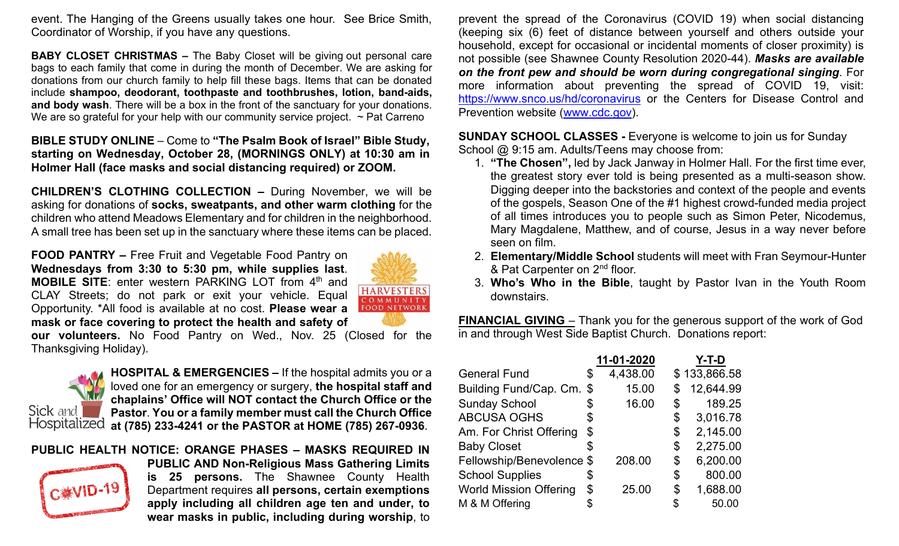event. The Hanging of the Greens usually takes one hour. See Brice Smith, Coordinator of Worship, if you have any questions.

**BABY CLOSET CHRISTMAS –** The Baby Closet will be giving out personal care bags to each family that come in during the month of December. We are asking for donations from our church family to help fill these bags. Items that can be donated include **shampoo, deodorant, toothpaste and toothbrushes, lotion, band-aids, and body wash**. There will be a box in the front of the sanctuary for your donations. We are so grateful for your help with our community service project. ~ Pat Carreno

**BIBLE STUDY ONLINE** – Come to **"The Psalm Book of Israel" Bible Study, starting on Wednesday, October 28, (MORNINGS ONLY) at 10:30 am in Holmer Hall (face masks and social distancing required) or ZOOM.**

**CHILDREN'S CLOTHING COLLECTION –** During November, we will be asking for donations of **socks, sweatpants, and other warm clothing** for the children who attend Meadows Elementary and for children in the neighborhood. A small tree has been set up in the sanctuary where these items can be placed.

**FOOD PANTRY –** Free Fruit and Vegetable Food Pantry on **Wednesdays from 3:30 to 5:30 pm, while supplies last**. **MOBILE SITE**: enter western PARKING LOT from 4th and CLAY Streets; do not park or exit your vehicle. Equal Opportunity. *All food is available at no cost. **Please wear a mask or face covering to protect the health and safety of our volunteers.** No Food Pantry on Wed., Nov. 25 (Closed for the Thanksgiving Holiday).

HARVESTERS COMMUNITY FOOD NETWORK

Sick and Hospitalized

**HOSPITAL & EMERGENCIES –** If the hospital admits you or a loved one for an emergency or surgery, **the hospital staff and chaplains' Office will NOT contact the Church Office or the Pastor**. **You or a family member must call the Church Office at (785) 233-4241 or the PASTOR at HOME (785) 267-0936**.

**PUBLIC HEALTH NOTICE: ORANGE PHASES – MASKS REQUIRED IN PUBLIC AND Non-Religious Mass Gathering Limits is 25 persons.** The Shawnee County Health Department requires **all persons, certain exemptions apply including all children age ten and under, to wear masks in public, including during worship**, to prevent the spread of the Coronavirus (COVID 19) when social distancing (keeping six (6) feet of distance between yourself and others outside your household, except for occasional or incidental moments of closer proximity) is not possible (see Shawnee County Resolution 2020-44). ***Masks are available on the front pew and should be worn during congregational singing***. For more information about preventing the spread of COVID 19, visit: https://www.snco.us/hd/coronavirus or the Centers for Disease Control and Prevention website (www.cdc.gov).

**SUNDAY SCHOOL CLASSES -** Everyone is welcome to join us for Sunday School @ 9:15 am. Adults/Teens may choose from:

1. **"The Chosen",** led by Jack Janway in Holmer Hall. For the first time ever, the greatest story ever told is being presented as a multi-season show. Digging deeper into the backstories and context of the people and events of the gospels, Season One of the #1 highest crowd-funded media project of all times introduces you to people such as Simon Peter, Nicodemus, Mary Magdalene, Matthew, and of course, Jesus in a way never before seen on film.
2. **Elementary/Middle School** students will meet with Fran Seymour-Hunter & Pat Carpenter on 2nd floor.
3. **Who's Who in the Bible**, taught by Pastor Ivan in the Youth Room downstairs.

**FINANCIAL GIVING** – Thank you for the generous support of the work of God in and through West Side Baptist Church. Donations report:

| | 11-01-2020 | Y-T-D |
|---|---|---|
| General Fund | $ 4,438.00 | $ 133,866.58 |
| Building Fund/Cap. Cm. | $ 15.00 | $ 12,644.99 |
| Sunday School | $ 16.00 | $ 189.25 |
| ABCUSA OGHS | $ | $ 3,016.78 |
| Am. For Christ Offering | $ | $ 2,145.00 |
| Baby Closet | $ | $ 2,275.00 |
| Fellowship/Benevolence | $ 208.00 | $ 6,200.00 |
| School Supplies | $ | $ 800.00 |
| World Mission Offering | $ 25.00 | $ 1,688.00 |
| M & M Offering | $ | $ 50.00 |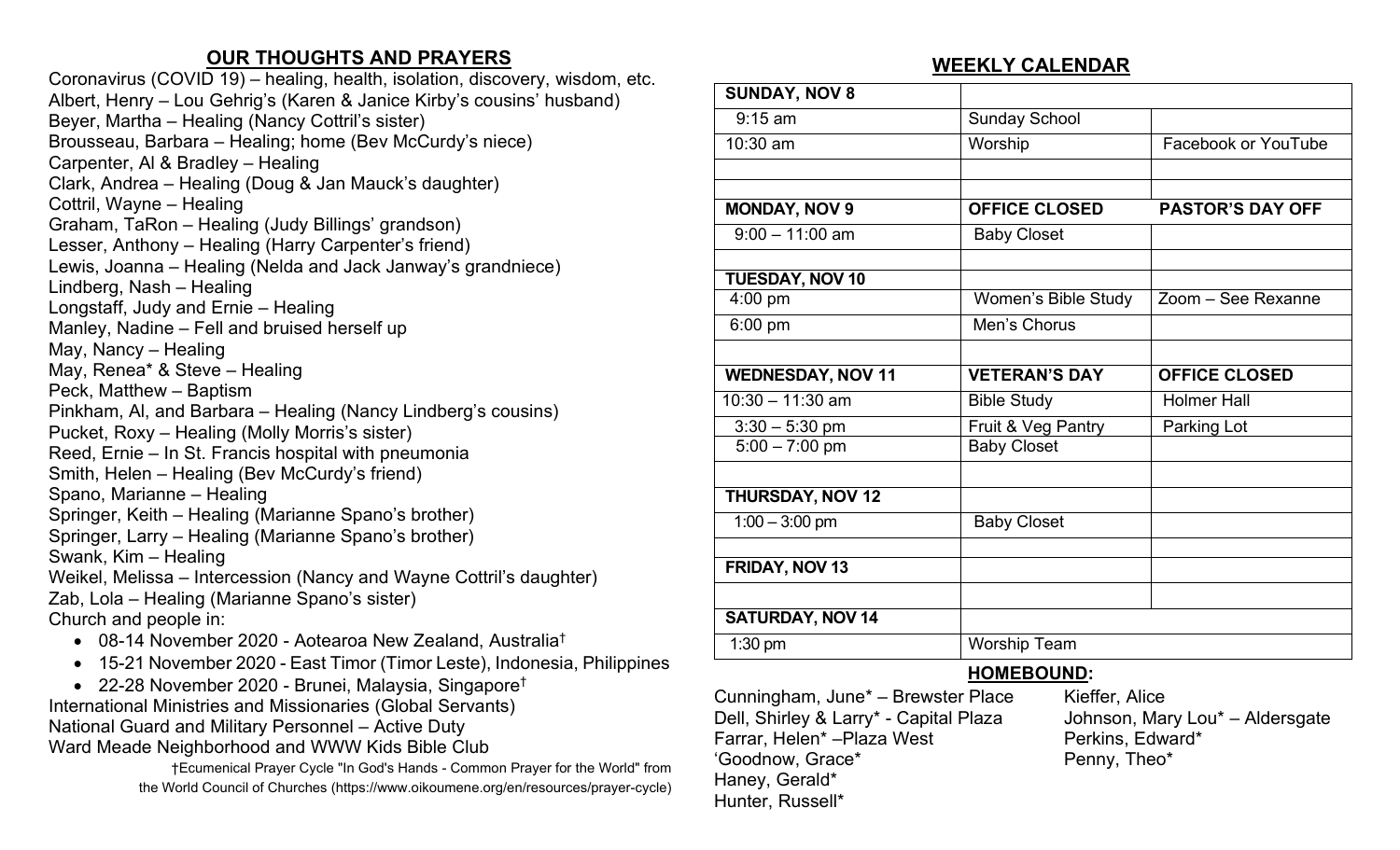## OUR THOUGHTS AND PRAYERS

Coronavirus (COVID 19) – healing, health, isolation, discovery, wisdom, etc.
Albert, Henry – Lou Gehrig's (Karen & Janice Kirby's cousins' husband)
Beyer, Martha – Healing (Nancy Cottril's sister)
Brousseau, Barbara – Healing; home (Bev McCurdy's niece)
Carpenter, Al & Bradley – Healing
Clark, Andrea – Healing (Doug & Jan Mauck's daughter)
Cottril, Wayne – Healing
Graham, TaRon – Healing (Judy Billings' grandson)
Lesser, Anthony – Healing (Harry Carpenter's friend)
Lewis, Joanna – Healing (Nelda and Jack Janway's grandniece)
Lindberg, Nash – Healing
Longstaff, Judy and Ernie – Healing
Manley, Nadine – Fell and bruised herself up
May, Nancy – Healing
May, Renea* & Steve – Healing
Peck, Matthew – Baptism
Pinkham, Al, and Barbara – Healing (Nancy Lindberg's cousins)
Pucket, Roxy – Healing (Molly Morris's sister)
Reed, Ernie – In St. Francis hospital with pneumonia
Smith, Helen – Healing (Bev McCurdy's friend)
Spano, Marianne – Healing
Springer, Keith – Healing (Marianne Spano's brother)
Springer, Larry – Healing (Marianne Spano's brother)
Swank, Kim – Healing
Weikel, Melissa – Intercession (Nancy and Wayne Cottril's daughter)
Zab, Lola – Healing (Marianne Spano's sister)
Church and people in:

- 08-14 November 2020 - Aotearoa New Zealand, Australia†
- 15-21 November 2020 - East Timor (Timor Leste), Indonesia, Philippines
- 22-28 November 2020 - Brunei, Malaysia, Singapore†

International Ministries and Missionaries (Global Servants)
National Guard and Military Personnel – Active Duty
Ward Meade Neighborhood and WWW Kids Bible Club

†Ecumenical Prayer Cycle "In God's Hands - Common Prayer for the World" from the World Council of Churches (https://www.oikoumene.org/en/resources/prayer-cycle)

## WEEKLY CALENDAR

| | | |
|---|---|---|
| **SUNDAY, NOV 8** | | |
| 9:15 am | Sunday School | |
| 10:30 am | Worship | Facebook or YouTube |
| | | |
| | | |
| **MONDAY, NOV 9** | **OFFICE CLOSED** | **PASTOR'S DAY OFF** |
| 9:00 – 11:00 am | Baby Closet | |
| | | |
| **TUESDAY, NOV 10** | | |
| 4:00 pm | Women's Bible Study | Zoom – See Rexanne |
| 6:00 pm | Men's Chorus | |
| | | |
| **WEDNESDAY, NOV 11** | **VETERAN'S DAY** | **OFFICE CLOSED** |
| 10:30 – 11:30 am | Bible Study | Holmer Hall |
| 3:30 – 5:30 pm | Fruit & Veg Pantry | Parking Lot |
| 5:00 – 7:00 pm | Baby Closet | |
| | | |
| **THURSDAY, NOV 12** | | |
| 1:00 – 3:00 pm | Baby Closet | |
| | | |
| **FRIDAY, NOV 13** | | |
| | | |
| **SATURDAY, NOV 14** | | |
| 1:30 pm | Worship Team | |

## HOMEBOUND:

Cunningham, June* – Brewster Place
Dell, Shirley & Larry* - Capital Plaza
Farrar, Helen* –Plaza West
'Goodnow, Grace*
Haney, Gerald*
Hunter, Russell*
Kieffer, Alice
Johnson, Mary Lou* – Aldersgate
Perkins, Edward*
Penny, Theo*